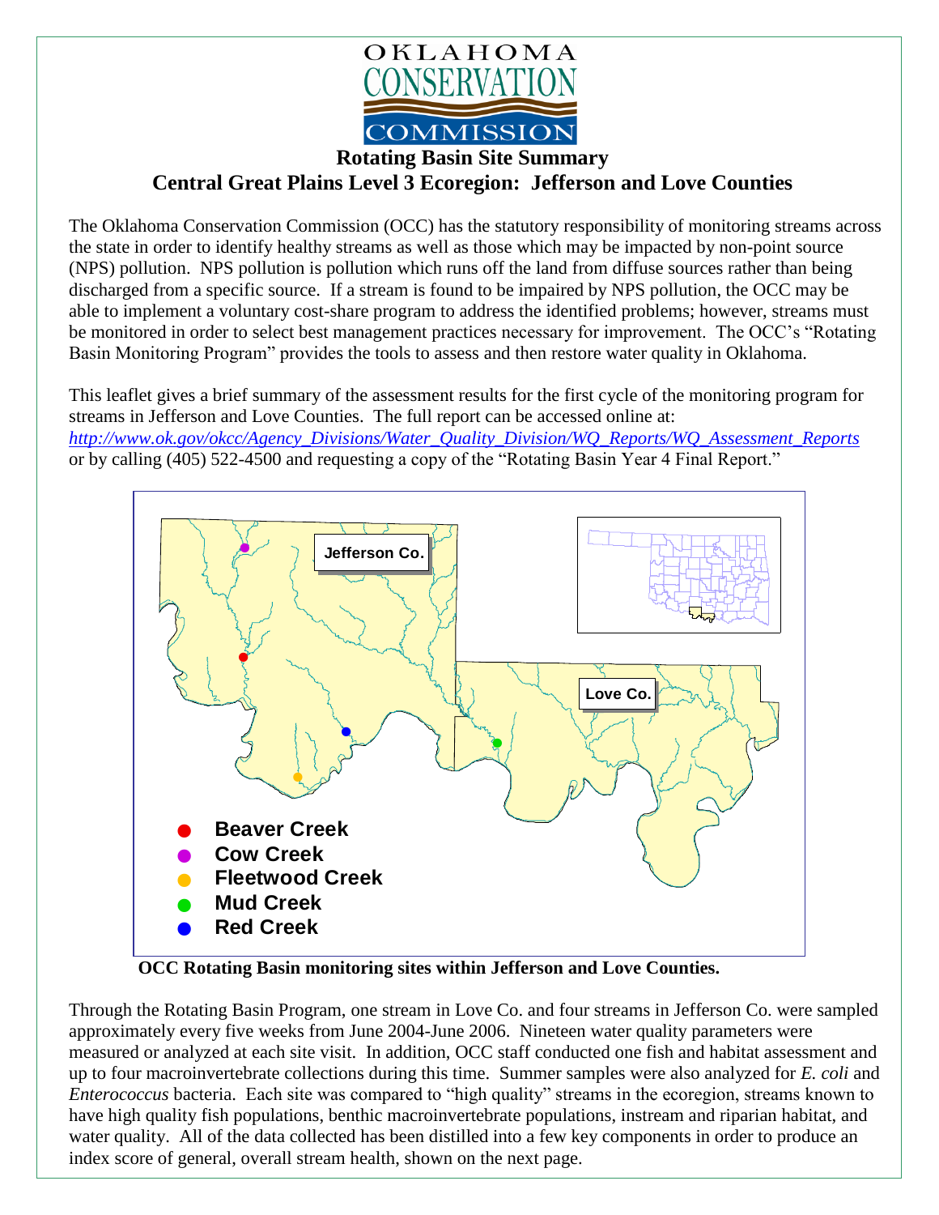OKLAHOMA CONSERVATION COMMISSION

# Rotating Basin Site Summary

## Central Great Plains Level 3 Ecoregion: Jefferson and Love Counties

The Oklahoma Conservation Commission (OCC) has the statutory responsibility of monitoring streams across the state in order to identify healthy streams as well as those which may be impacted by non-point source (NPS) pollution. NPS pollution is pollution which runs off the land from diffuse sources rather than being discharged from a specific source. If a stream is found to be impaired by NPS pollution, the OCC may be able to implement a voluntary cost-share program to address the identified problems; however, streams must be monitored in order to select best management practices necessary for improvement. The OCC's "Rotating Basin Monitoring Program" provides the tools to assess and then restore water quality in Oklahoma.

This leaflet gives a brief summary of the assessment results for the first cycle of the monitoring program for streams in Jefferson and Love Counties. The full report can be accessed online at: *http://www.ok.gov/okcc/Agency_Divisions/Water_Quality_Division/WQ_Reports/WQ_Assessment_Reports* or by calling (405) 522-4500 and requesting a copy of the "Rotating Basin Year 4 Final Report."

Jefferson Co.

Love Co.

- Beaver Creek
- Cow Creek
- Fleetwood Creek
- Mud Creek
- Red Creek

**OCC Rotating Basin monitoring sites within Jefferson and Love Counties.**

Through the Rotating Basin Program, one stream in Love Co. and four streams in Jefferson Co. were sampled approximately every five weeks from June 2004-June 2006. Nineteen water quality parameters were measured or analyzed at each site visit. In addition, OCC staff conducted one fish and habitat assessment and up to four macroinvertebrate collections during this time. Summer samples were also analyzed for *E. coli* and *Enterococcus* bacteria. Each site was compared to "high quality" streams in the ecoregion, streams known to have high quality fish populations, benthic macroinvertebrate populations, instream and riparian habitat, and water quality. All of the data collected has been distilled into a few key components in order to produce an index score of general, overall stream health, shown on the next page.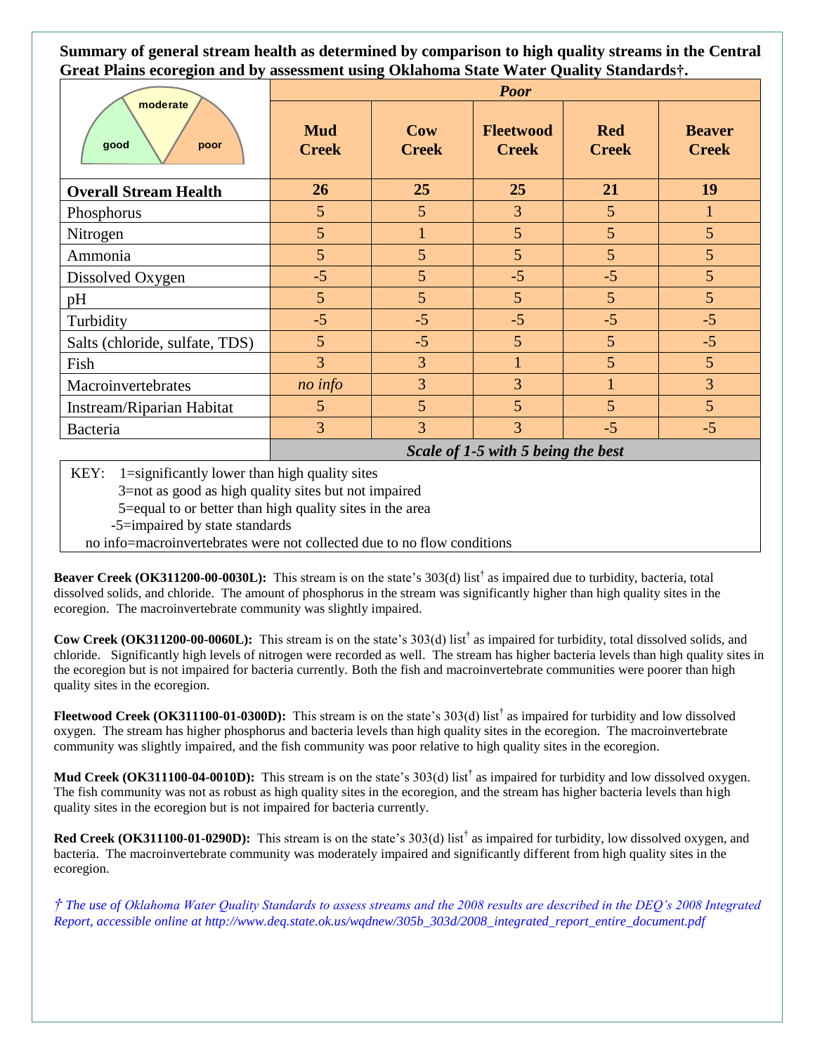**Summary of general stream health as determined by comparison to high quality streams in the Central Great Plains ecoregion and by assessment using Oklahoma State Water Quality Standards†.**

| | *Poor* | | | | |
|---|---|---|---|---|---|
| good / moderate / poor | **Mud Creek** | **Cow Creek** | **Fleetwood Creek** | **Red Creek** | **Beaver Creek** |
| **Overall Stream Health** | **26** | **25** | **25** | **21** | **19** |
| Phosphorus | 5 | 5 | 3 | 5 | 1 |
| Nitrogen | 5 | 1 | 5 | 5 | 5 |
| Ammonia | 5 | 5 | 5 | 5 | 5 |
| Dissolved Oxygen | -5 | 5 | -5 | -5 | 5 |
| pH | 5 | 5 | 5 | 5 | 5 |
| Turbidity | -5 | -5 | -5 | -5 | -5 |
| Salts (chloride, sulfate, TDS) | 5 | -5 | 5 | 5 | -5 |
| Fish | 3 | 3 | 1 | 5 | 5 |
| Macroinvertebrates | *no info* | 3 | 3 | 1 | 3 |
| Instream/Riparian Habitat | 5 | 5 | 5 | 5 | 5 |
| Bacteria | 3 | 3 | 3 | -5 | -5 |
| | ***Scale of 1-5 with 5 being the best*** | | | | |

KEY: 1=significantly lower than high quality sites
3=not as good as high quality sites but not impaired
5=equal to or better than high quality sites in the area
-5=impaired by state standards
no info=macroinvertebrates were not collected due to no flow conditions

**Beaver Creek (OK311200-00-0030L):** This stream is on the state's 303(d) list† as impaired due to turbidity, bacteria, total dissolved solids, and chloride. The amount of phosphorus in the stream was significantly higher than high quality sites in the ecoregion. The macroinvertebrate community was slightly impaired.

**Cow Creek (OK311200-00-0060L):** This stream is on the state's 303(d) list† as impaired for turbidity, total dissolved solids, and chloride. Significantly high levels of nitrogen were recorded as well. The stream has higher bacteria levels than high quality sites in the ecoregion but is not impaired for bacteria currently. Both the fish and macroinvertebrate communities were poorer than high quality sites in the ecoregion.

**Fleetwood Creek (OK311100-01-0300D):** This stream is on the state's 303(d) list† as impaired for turbidity and low dissolved oxygen. The stream has higher phosphorus and bacteria levels than high quality sites in the ecoregion. The macroinvertebrate community was slightly impaired, and the fish community was poor relative to high quality sites in the ecoregion.

**Mud Creek (OK311100-04-0010D):** This stream is on the state's 303(d) list† as impaired for turbidity and low dissolved oxygen. The fish community was not as robust as high quality sites in the ecoregion, and the stream has higher bacteria levels than high quality sites in the ecoregion but is not impaired for bacteria currently.

**Red Creek (OK311100-01-0290D):** This stream is on the state's 303(d) list† as impaired for turbidity, low dissolved oxygen, and bacteria. The macroinvertebrate community was moderately impaired and significantly different from high quality sites in the ecoregion.

*† The use of Oklahoma Water Quality Standards to assess streams and the 2008 results are described in the DEQ's 2008 Integrated Report, accessible online at http://www.deq.state.ok.us/wqdnew/305b_303d/2008_integrated_report_entire_document.pdf*